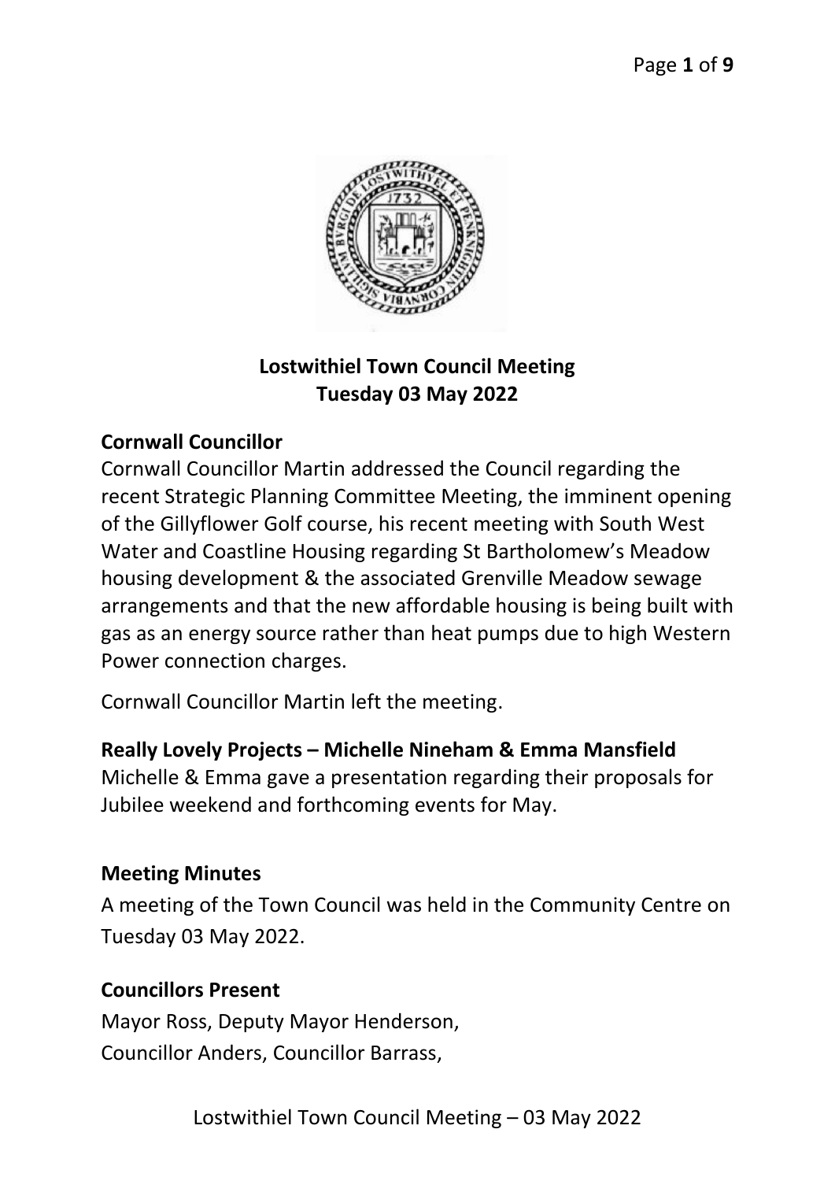# Lostwithiel Town Council Meeting
## Tuesday 03 May 2022

**Cornwall Councillor**

Cornwall Councillor Martin addressed the Council regarding the recent Strategic Planning Committee Meeting, the imminent opening of the Gillyflower Golf course, his recent meeting with South West Water and Coastline Housing regarding St Bartholomew's Meadow housing development & the associated Grenville Meadow sewage arrangements and that the new affordable housing is being built with gas as an energy source rather than heat pumps due to high Western Power connection charges.

Cornwall Councillor Martin left the meeting.

**Really Lovely Projects – Michelle Nineham & Emma Mansfield**

Michelle & Emma gave a presentation regarding their proposals for Jubilee weekend and forthcoming events for May.

**Meeting Minutes**

A meeting of the Town Council was held in the Community Centre on Tuesday 03 May 2022.

**Councillors Present**

Mayor Ross, Deputy Mayor Henderson,
Councillor Anders, Councillor Barrass,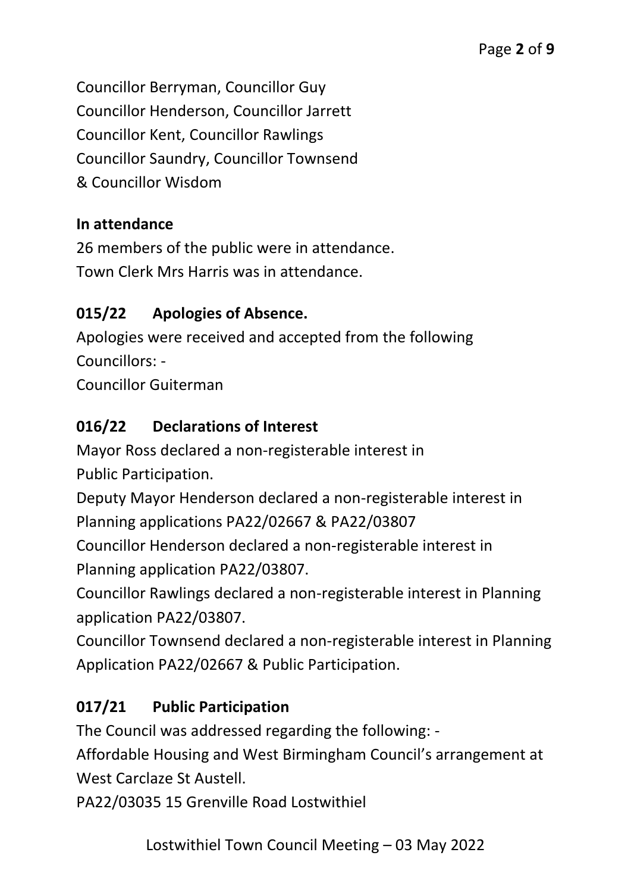Councillor Berryman, Councillor Guy
Councillor Henderson, Councillor Jarrett
Councillor Kent, Councillor Rawlings
Councillor Saundry, Councillor Townsend
& Councillor Wisdom

**In attendance**

26 members of the public were in attendance.
Town Clerk Mrs Harris was in attendance.

## 015/22 Apologies of Absence.

Apologies were received and accepted from the following Councillors: -
Councillor Guiterman

## 016/22 Declarations of Interest

Mayor Ross declared a non-registerable interest in Public Participation.
Deputy Mayor Henderson declared a non-registerable interest in Planning applications PA22/02667 & PA22/03807
Councillor Henderson declared a non-registerable interest in Planning application PA22/03807.
Councillor Rawlings declared a non-registerable interest in Planning application PA22/03807.
Councillor Townsend declared a non-registerable interest in Planning Application PA22/02667 & Public Participation.

## 017/21 Public Participation

The Council was addressed regarding the following: -
Affordable Housing and West Birmingham Council's arrangement at West Carclaze St Austell.
PA22/03035 15 Grenville Road Lostwithiel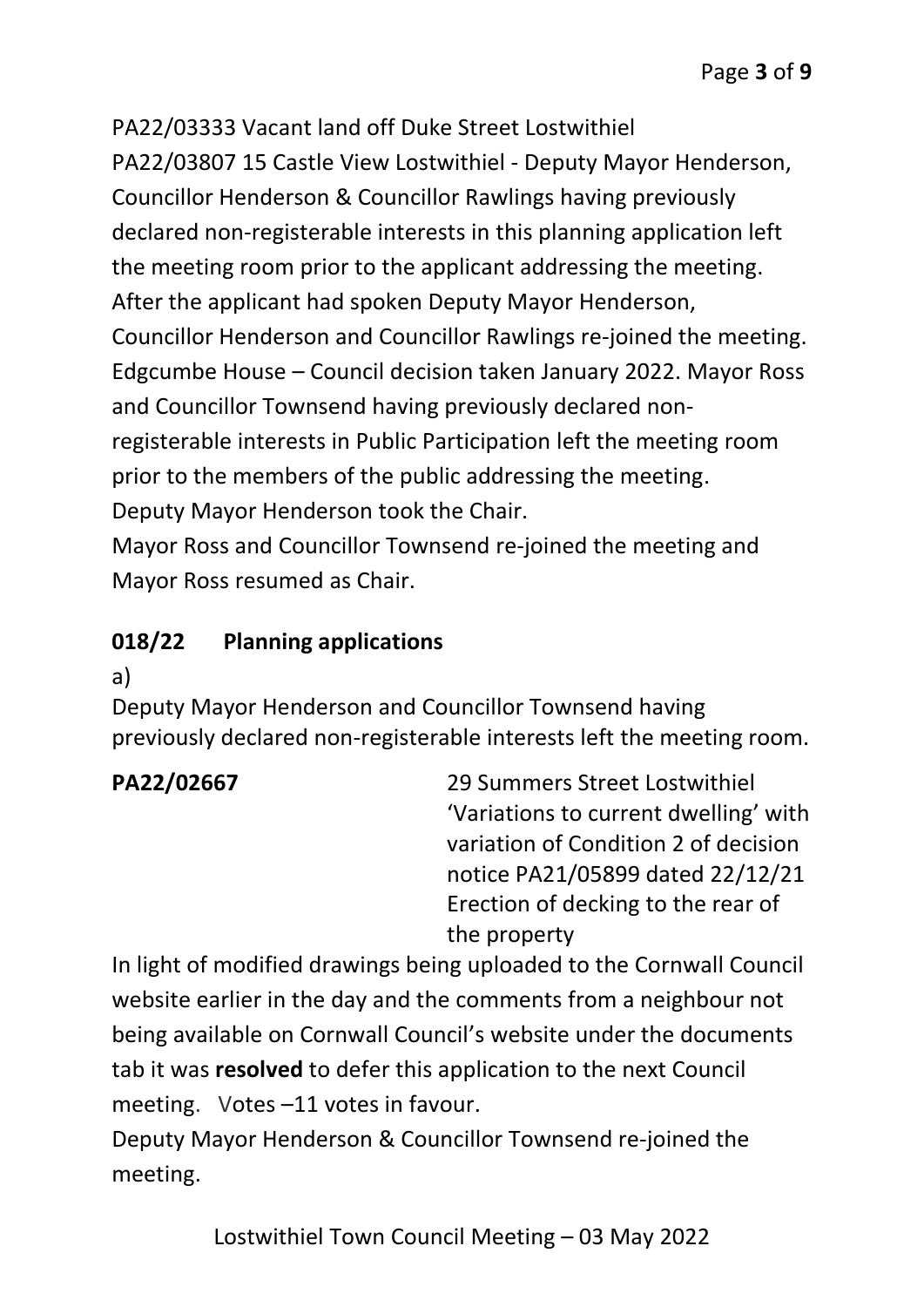PA22/03333 Vacant land off Duke Street Lostwithiel
PA22/03807 15 Castle View Lostwithiel - Deputy Mayor Henderson, Councillor Henderson & Councillor Rawlings having previously declared non-registerable interests in this planning application left the meeting room prior to the applicant addressing the meeting. After the applicant had spoken Deputy Mayor Henderson, Councillor Henderson and Councillor Rawlings re-joined the meeting.
Edgcumbe House – Council decision taken January 2022. Mayor Ross and Councillor Townsend having previously declared non-registerable interests in Public Participation left the meeting room prior to the members of the public addressing the meeting.
Deputy Mayor Henderson took the Chair.
Mayor Ross and Councillor Townsend re-joined the meeting and Mayor Ross resumed as Chair.

## 018/22 Planning applications

a)
Deputy Mayor Henderson and Councillor Townsend having previously declared non-registerable interests left the meeting room.

**PA22/02667** 29 Summers Street Lostwithiel 'Variations to current dwelling' with variation of Condition 2 of decision notice PA21/05899 dated 22/12/21 Erection of decking to the rear of the property

In light of modified drawings being uploaded to the Cornwall Council website earlier in the day and the comments from a neighbour not being available on Cornwall Council's website under the documents tab it was **resolved** to defer this application to the next Council meeting. Votes –11 votes in favour.
Deputy Mayor Henderson & Councillor Townsend re-joined the meeting.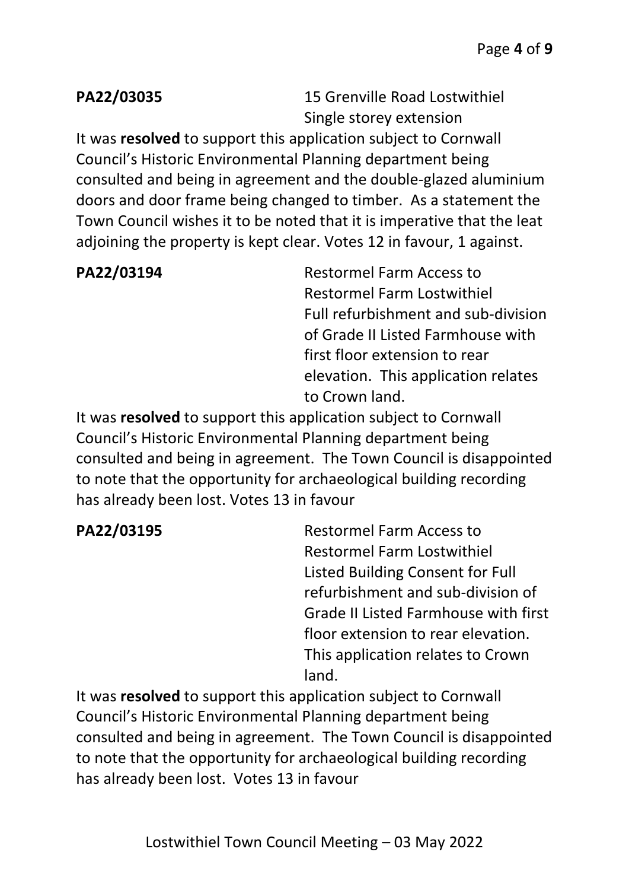**PA22/03035** 15 Grenville Road Lostwithiel
Single storey extension

It was **resolved** to support this application subject to Cornwall Council's Historic Environmental Planning department being consulted and being in agreement and the double-glazed aluminium doors and door frame being changed to timber. As a statement the Town Council wishes it to be noted that it is imperative that the leat adjoining the property is kept clear. Votes 12 in favour, 1 against.

**PA22/03194** Restormel Farm Access to Restormel Farm Lostwithiel
Full refurbishment and sub-division of Grade II Listed Farmhouse with first floor extension to rear elevation. This application relates to Crown land.

It was **resolved** to support this application subject to Cornwall Council's Historic Environmental Planning department being consulted and being in agreement. The Town Council is disappointed to note that the opportunity for archaeological building recording has already been lost. Votes 13 in favour

**PA22/03195** Restormel Farm Access to Restormel Farm Lostwithiel
Listed Building Consent for Full refurbishment and sub-division of Grade II Listed Farmhouse with first floor extension to rear elevation. This application relates to Crown land.

It was **resolved** to support this application subject to Cornwall Council's Historic Environmental Planning department being consulted and being in agreement. The Town Council is disappointed to note that the opportunity for archaeological building recording has already been lost. Votes 13 in favour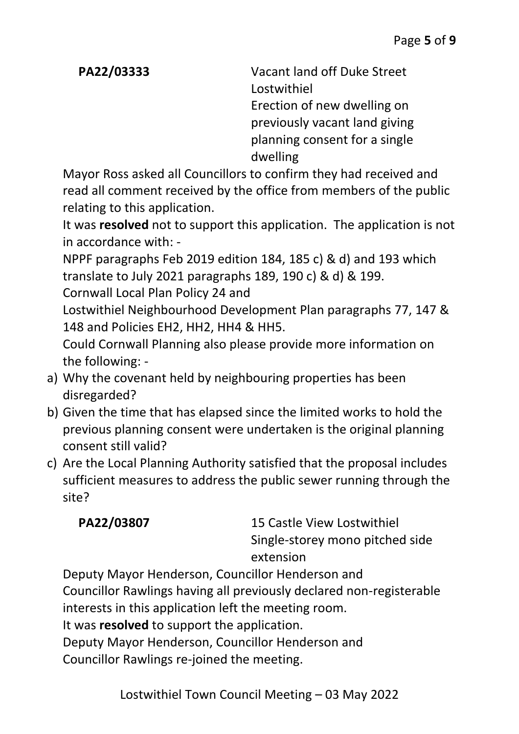**PA22/03333** Vacant land off Duke Street Lostwithiel
Erection of new dwelling on previously vacant land giving planning consent for a single dwelling

Mayor Ross asked all Councillors to confirm they had received and read all comment received by the office from members of the public relating to this application.

It was **resolved** not to support this application. The application is not in accordance with: -

NPPF paragraphs Feb 2019 edition 184, 185 c) & d) and 193 which translate to July 2021 paragraphs 189, 190 c) & d) & 199.

Cornwall Local Plan Policy 24 and

Lostwithiel Neighbourhood Development Plan paragraphs 77, 147 & 148 and Policies EH2, HH2, HH4 & HH5.

Could Cornwall Planning also please provide more information on the following: -

a) Why the covenant held by neighbouring properties has been disregarded?
b) Given the time that has elapsed since the limited works to hold the previous planning consent were undertaken is the original planning consent still valid?
c) Are the Local Planning Authority satisfied that the proposal includes sufficient measures to address the public sewer running through the site?

**PA22/03807** 15 Castle View Lostwithiel
Single-storey mono pitched side extension

Deputy Mayor Henderson, Councillor Henderson and Councillor Rawlings having all previously declared non-registerable interests in this application left the meeting room.

It was **resolved** to support the application.

Deputy Mayor Henderson, Councillor Henderson and Councillor Rawlings re-joined the meeting.

Lostwithiel Town Council Meeting – 03 May 2022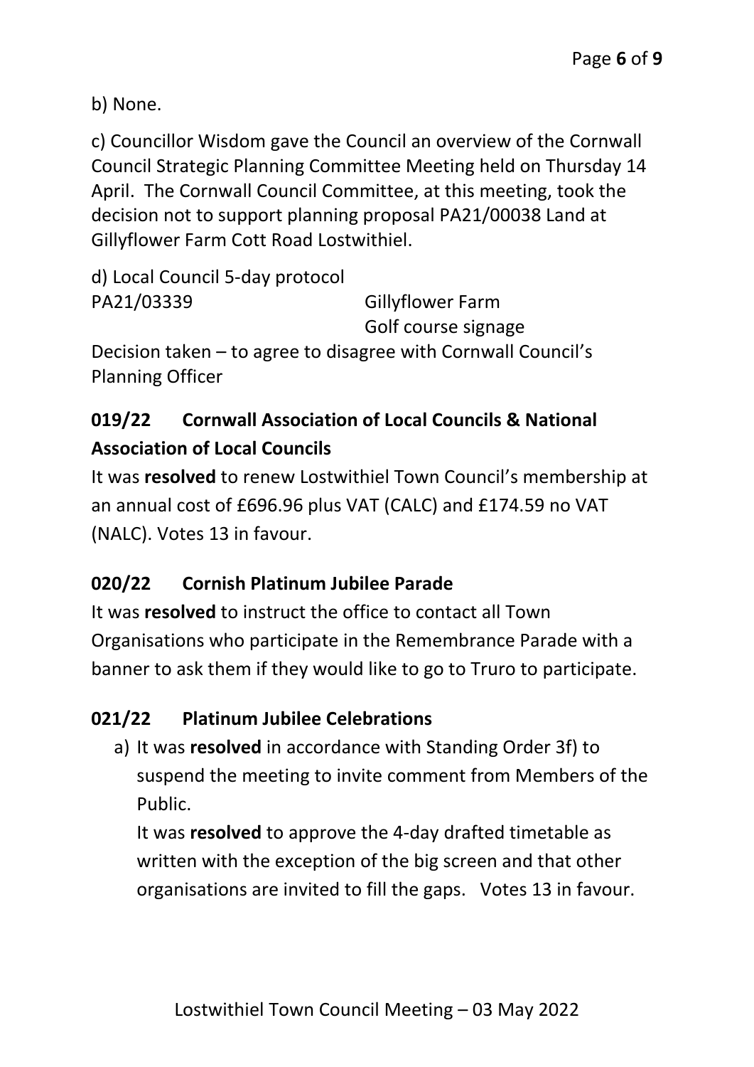b) None.

c) Councillor Wisdom gave the Council an overview of the Cornwall Council Strategic Planning Committee Meeting held on Thursday 14 April. The Cornwall Council Committee, at this meeting, took the decision not to support planning proposal PA21/00038 Land at Gillyflower Farm Cott Road Lostwithiel.

d) Local Council 5-day protocol

PA21/03339 Gillyflower Farm
Golf course signage

Decision taken – to agree to disagree with Cornwall Council's Planning Officer

**019/22 Cornwall Association of Local Councils & National Association of Local Councils**

It was **resolved** to renew Lostwithiel Town Council's membership at an annual cost of £696.96 plus VAT (CALC) and £174.59 no VAT (NALC). Votes 13 in favour.

**020/22 Cornish Platinum Jubilee Parade**

It was **resolved** to instruct the office to contact all Town Organisations who participate in the Remembrance Parade with a banner to ask them if they would like to go to Truro to participate.

**021/22 Platinum Jubilee Celebrations**

a) It was **resolved** in accordance with Standing Order 3f) to suspend the meeting to invite comment from Members of the Public.

   It was **resolved** to approve the 4-day drafted timetable as written with the exception of the big screen and that other organisations are invited to fill the gaps. Votes 13 in favour.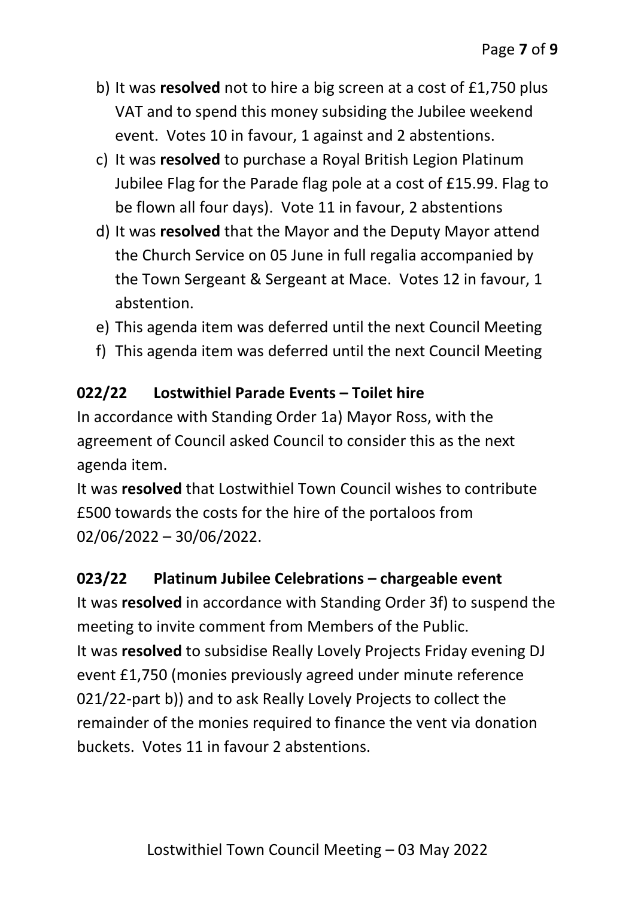b) It was **resolved** not to hire a big screen at a cost of £1,750 plus VAT and to spend this money subsiding the Jubilee weekend event. Votes 10 in favour, 1 against and 2 abstentions.
c) It was **resolved** to purchase a Royal British Legion Platinum Jubilee Flag for the Parade flag pole at a cost of £15.99. Flag to be flown all four days). Vote 11 in favour, 2 abstentions
d) It was **resolved** that the Mayor and the Deputy Mayor attend the Church Service on 05 June in full regalia accompanied by the Town Sergeant & Sergeant at Mace. Votes 12 in favour, 1 abstention.
e) This agenda item was deferred until the next Council Meeting
f) This agenda item was deferred until the next Council Meeting

**022/22 Lostwithiel Parade Events – Toilet hire**

In accordance with Standing Order 1a) Mayor Ross, with the agreement of Council asked Council to consider this as the next agenda item.

It was **resolved** that Lostwithiel Town Council wishes to contribute £500 towards the costs for the hire of the portaloos from 02/06/2022 – 30/06/2022.

**023/22 Platinum Jubilee Celebrations – chargeable event**

It was **resolved** in accordance with Standing Order 3f) to suspend the meeting to invite comment from Members of the Public.

It was **resolved** to subsidise Really Lovely Projects Friday evening DJ event £1,750 (monies previously agreed under minute reference 021/22-part b)) and to ask Really Lovely Projects to collect the remainder of the monies required to finance the vent via donation buckets. Votes 11 in favour 2 abstentions.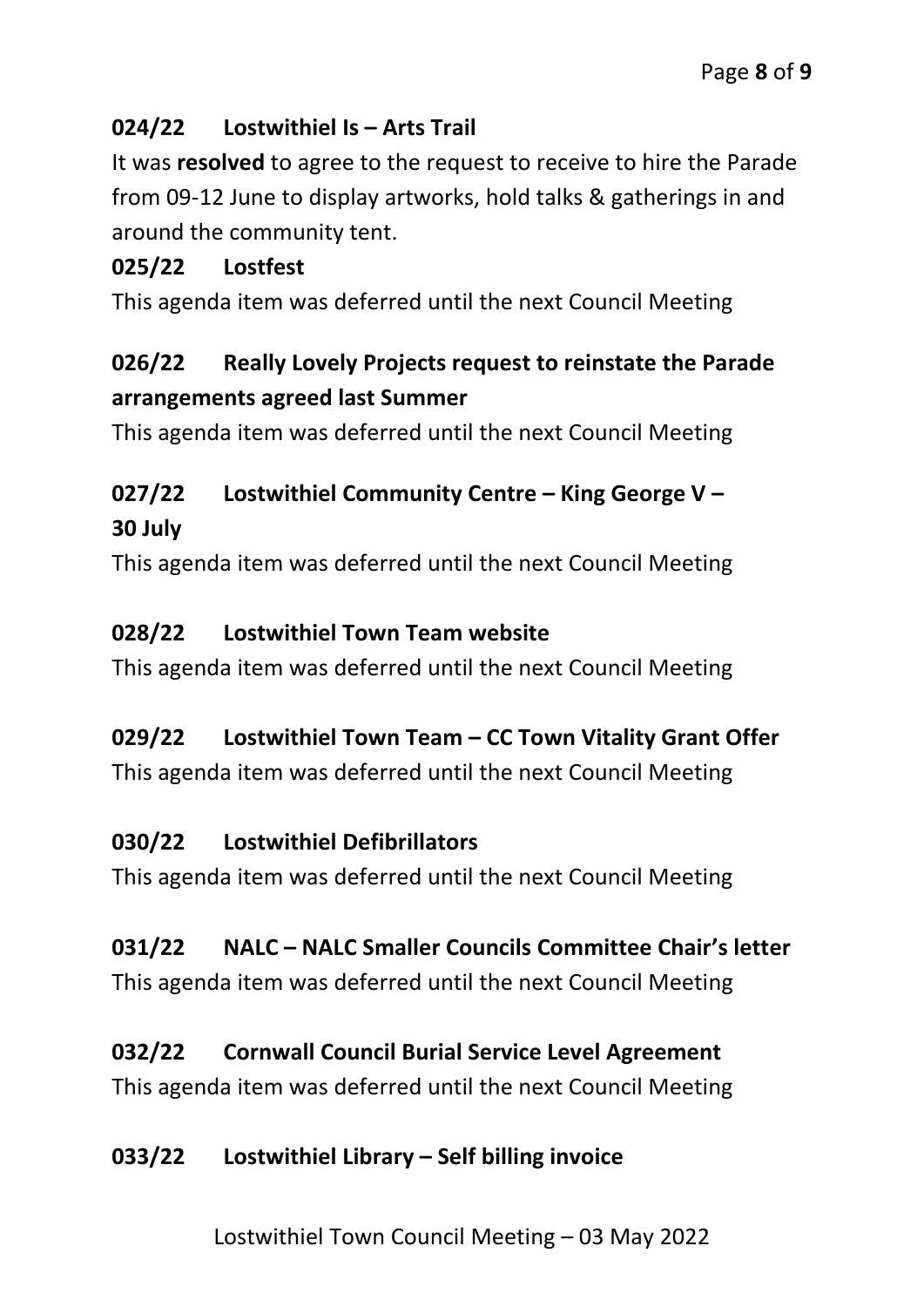**024/22 Lostwithiel Is – Arts Trail**

It was **resolved** to agree to the request to receive to hire the Parade from 09-12 June to display artworks, hold talks & gatherings in and around the community tent.

**025/22 Lostfest**

This agenda item was deferred until the next Council Meeting

**026/22 Really Lovely Projects request to reinstate the Parade arrangements agreed last Summer**

This agenda item was deferred until the next Council Meeting

**027/22 Lostwithiel Community Centre – King George V – 30 July**

This agenda item was deferred until the next Council Meeting

**028/22 Lostwithiel Town Team website**

This agenda item was deferred until the next Council Meeting

**029/22 Lostwithiel Town Team – CC Town Vitality Grant Offer**

This agenda item was deferred until the next Council Meeting

**030/22 Lostwithiel Defibrillators**

This agenda item was deferred until the next Council Meeting

**031/22 NALC – NALC Smaller Councils Committee Chair's letter**

This agenda item was deferred until the next Council Meeting

**032/22 Cornwall Council Burial Service Level Agreement**

This agenda item was deferred until the next Council Meeting

**033/22 Lostwithiel Library – Self billing invoice**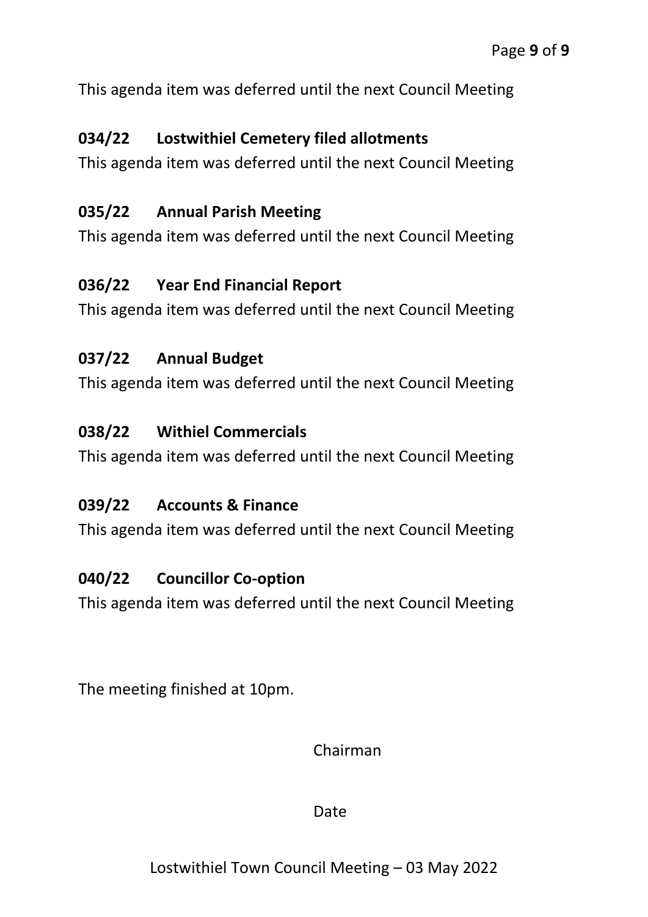This agenda item was deferred until the next Council Meeting

**034/22 Lostwithiel Cemetery filed allotments**

This agenda item was deferred until the next Council Meeting

**035/22 Annual Parish Meeting**

This agenda item was deferred until the next Council Meeting

**036/22 Year End Financial Report**

This agenda item was deferred until the next Council Meeting

**037/22 Annual Budget**

This agenda item was deferred until the next Council Meeting

**038/22 Withiel Commercials**

This agenda item was deferred until the next Council Meeting

**039/22 Accounts & Finance**

This agenda item was deferred until the next Council Meeting

**040/22 Councillor Co-option**

This agenda item was deferred until the next Council Meeting

The meeting finished at 10pm.

Chairman

Date